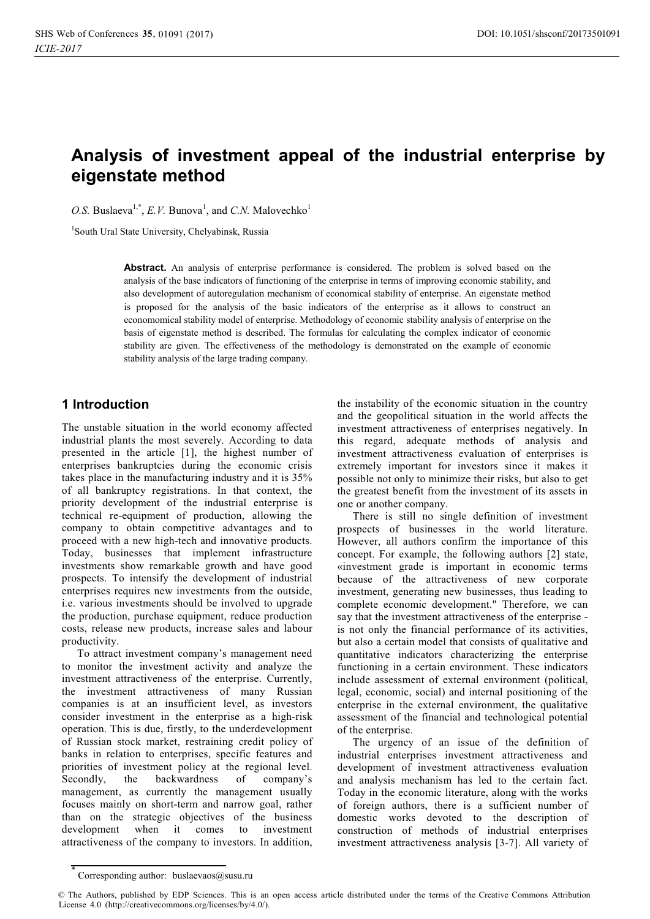# Analysis of investment appeal of the industrial enterprise by eigenstate method

*O.S.* Buslaeva[1,*], *E.V.* Bunova[1], and *C.N.* Malovechko[1]

[1]South Ural State University, Chelyabinsk, Russia

**Abstract.** An analysis of enterprise performance is considered. The problem is solved based on the analysis of the base indicators of functioning of the enterprise in terms of improving economic stability, and also development of autoregulation mechanism of economical stability of enterprise. An eigenstate method is proposed for the analysis of the basic indicators of the enterprise as it allows to construct an economomical stability model of enterprise. Methodology of economic stability analysis of enterprise on the basis of eigenstate method is described. The formulas for calculating the complex indicator of economic stability are given. The effectiveness of the methodology is demonstrated on the example of economic stability analysis of the large trading company.

## 1 Introduction

The unstable situation in the world economy affected industrial plants the most severely. According to data presented in the article [1], the highest number of enterprises bankruptcies during the economic crisis takes place in the manufacturing industry and it is 35% of all bankruptcy registrations. In that context, the priority development of the industrial enterprise is technical re-equipment of production, allowing the company to obtain competitive advantages and to proceed with a new high-tech and innovative products. Today, businesses that implement infrastructure investments show remarkable growth and have good prospects. To intensify the development of industrial enterprises requires new investments from the outside, i.e. various investments should be involved to upgrade the production, purchase equipment, reduce production costs, release new products, increase sales and labour productivity.

To attract investment company's management need to monitor the investment activity and analyze the investment attractiveness of the enterprise. Currently, the investment attractiveness of many Russian companies is at an insufficient level, as investors consider investment in the enterprise as a high-risk operation. This is due, firstly, to the underdevelopment of Russian stock market, restraining credit policy of banks in relation to enterprises, specific features and priorities of investment policy at the regional level. Secondly, the backwardness of company's management, as currently the management usually focuses mainly on short-term and narrow goal, rather than on the strategic objectives of the business development when it comes to investment attractiveness of the company to investors. In addition, the instability of the economic situation in the country and the geopolitical situation in the world affects the investment attractiveness of enterprises negatively. In this regard, adequate methods of analysis and investment attractiveness evaluation of enterprises is extremely important for investors since it makes it possible not only to minimize their risks, but also to get the greatest benefit from the investment of its assets in one or another company.

There is still no single definition of investment prospects of businesses in the world literature. However, all authors confirm the importance of this concept. For example, the following authors [2] state, «investment grade is important in economic terms because of the attractiveness of new corporate investment, generating new businesses, thus leading to complete economic development." Therefore, we can say that the investment attractiveness of the enterprise - is not only the financial performance of its activities, but also a certain model that consists of qualitative and quantitative indicators characterizing the enterprise functioning in a certain environment. These indicators include assessment of external environment (political, legal, economic, social) and internal positioning of the enterprise in the external environment, the qualitative assessment of the financial and technological potential of the enterprise.

The urgency of an issue of the definition of industrial enterprises investment attractiveness and development of investment attractiveness evaluation and analysis mechanism has led to the certain fact. Today in the economic literature, along with the works of foreign authors, there is a sufficient number of domestic works devoted to the description of construction of methods of industrial enterprises investment attractiveness analysis [3-7]. All variety of

---

* Corresponding author: buslaevaos@susu.ru

© The Authors, published by EDP Sciences. This is an open access article distributed under the terms of the Creative Commons Attribution License 4.0 (http://creativecommons.org/licenses/by/4.0/).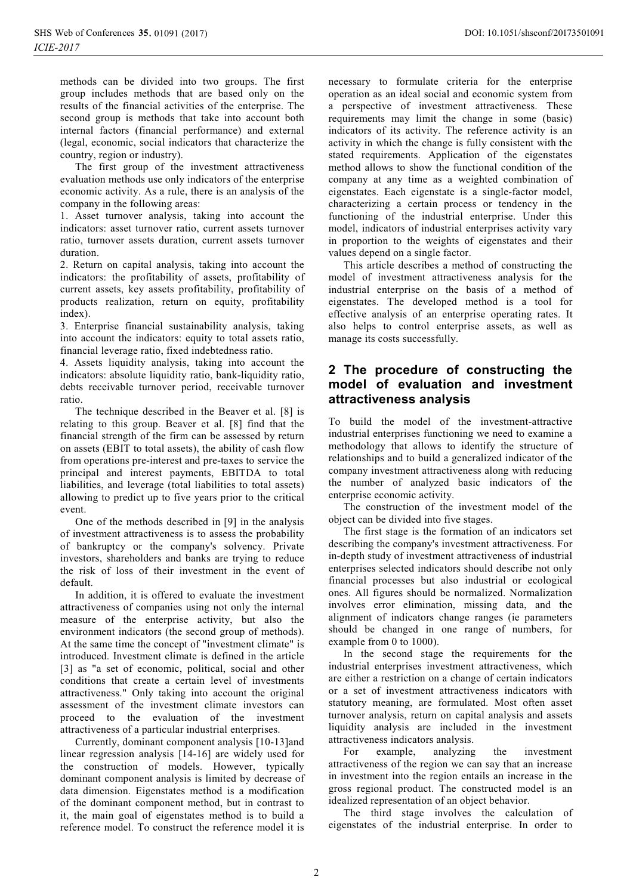methods can be divided into two groups. The first group includes methods that are based only on the results of the financial activities of the enterprise. The second group is methods that take into account both internal factors (financial performance) and external (legal, economic, social indicators that characterize the country, region or industry).

The first group of the investment attractiveness evaluation methods use only indicators of the enterprise economic activity. As a rule, there is an analysis of the company in the following areas:

1. Asset turnover analysis, taking into account the indicators: asset turnover ratio, current assets turnover ratio, turnover assets duration, current assets turnover duration.
2. Return on capital analysis, taking into account the indicators: the profitability of assets, profitability of current assets, key assets profitability, profitability of products realization, return on equity, profitability index).
3. Enterprise financial sustainability analysis, taking into account the indicators: equity to total assets ratio, financial leverage ratio, fixed indebtedness ratio.
4. Assets liquidity analysis, taking into account the indicators: absolute liquidity ratio, bank-liquidity ratio, debts receivable turnover period, receivable turnover ratio.

The technique described in the Beaver et al. [8] is relating to this group. Beaver et al. [8] find that the financial strength of the firm can be assessed by return on assets (EBIT to total assets), the ability of cash flow from operations pre-interest and pre-taxes to service the principal and interest payments, EBITDA to total liabilities, and leverage (total liabilities to total assets) allowing to predict up to five years prior to the critical event.

One of the methods described in [9] in the analysis of investment attractiveness is to assess the probability of bankruptcy or the company's solvency. Private investors, shareholders and banks are trying to reduce the risk of loss of their investment in the event of default.

In addition, it is offered to evaluate the investment attractiveness of companies using not only the internal measure of the enterprise activity, but also the environment indicators (the second group of methods). At the same time the concept of "investment climate" is introduced. Investment climate is defined in the article [3] as "a set of economic, political, social and other conditions that create a certain level of investments attractiveness." Only taking into account the original assessment of the investment climate investors can proceed to the evaluation of the investment attractiveness of a particular industrial enterprises.

Currently, dominant component analysis [10-13]and linear regression analysis [14-16] are widely used for the construction of models. However, typically dominant component analysis is limited by decrease of data dimension. Eigenstates method is a modification of the dominant component method, but in contrast to it, the main goal of eigenstates method is to build a reference model. To construct the reference model it is necessary to formulate criteria for the enterprise operation as an ideal social and economic system from a perspective of investment attractiveness. These requirements may limit the change in some (basic) indicators of its activity. The reference activity is an activity in which the change is fully consistent with the stated requirements. Application of the eigenstates method allows to show the functional condition of the company at any time as a weighted combination of eigenstates. Each eigenstate is a single-factor model, characterizing a certain process or tendency in the functioning of the industrial enterprise. Under this model, indicators of industrial enterprises activity vary in proportion to the weights of eigenstates and their values depend on a single factor.

This article describes a method of constructing the model of investment attractiveness analysis for the industrial enterprise on the basis of a method of eigenstates. The developed method is a tool for effective analysis of an enterprise operating rates. It also helps to control enterprise assets, as well as manage its costs successfully.

## 2 The procedure of constructing the model of evaluation and investment attractiveness analysis

To build the model of the investment-attractive industrial enterprises functioning we need to examine a methodology that allows to identify the structure of relationships and to build a generalized indicator of the company investment attractiveness along with reducing the number of analyzed basic indicators of the enterprise economic activity.

The construction of the investment model of the object can be divided into five stages.

The first stage is the formation of an indicators set describing the company's investment attractiveness. For in-depth study of investment attractiveness of industrial enterprises selected indicators should describe not only financial processes but also industrial or ecological ones. All figures should be normalized. Normalization involves error elimination, missing data, and the alignment of indicators change ranges (ie parameters should be changed in one range of numbers, for example from 0 to 1000).

In the second stage the requirements for the industrial enterprises investment attractiveness, which are either a restriction on a change of certain indicators or a set of investment attractiveness indicators with statutory meaning, are formulated. Most often asset turnover analysis, return on capital analysis and assets liquidity analysis are included in the investment attractiveness indicators analysis.

For example, analyzing the investment attractiveness of the region we can say that an increase in investment into the region entails an increase in the gross regional product. The constructed model is an idealized representation of an object behavior.

The third stage involves the calculation of eigenstates of the industrial enterprise. In order to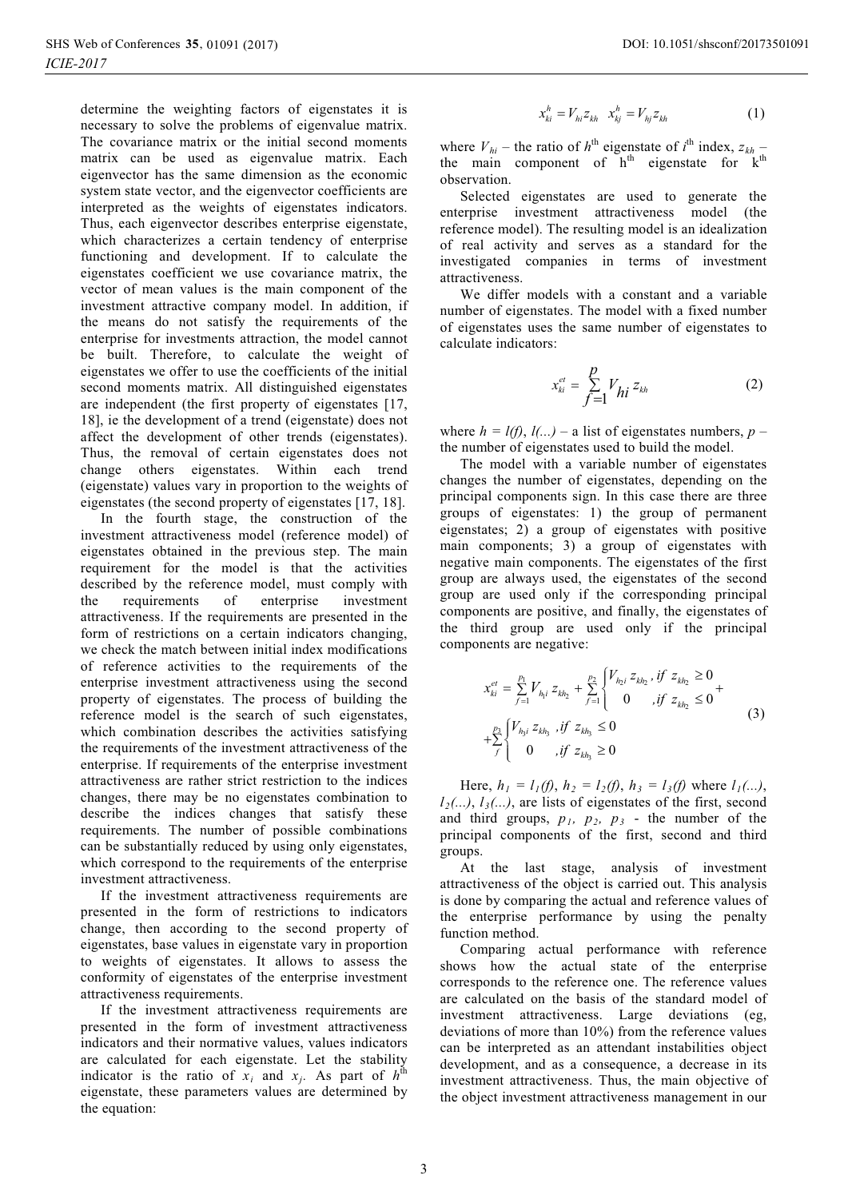determine the weighting factors of eigenstates it is necessary to solve the problems of eigenvalue matrix. The covariance matrix or the initial second moments matrix can be used as eigenvalue matrix. Each eigenvector has the same dimension as the economic system state vector, and the eigenvector coefficients are interpreted as the weights of eigenstates indicators. Thus, each eigenvector describes enterprise eigenstate, which characterizes a certain tendency of enterprise functioning and development. If to calculate the eigenstates coefficient we use covariance matrix, the vector of mean values is the main component of the investment attractive company model. In addition, if the means do not satisfy the requirements of the enterprise for investments attraction, the model cannot be built. Therefore, to calculate the weight of eigenstates we offer to use the coefficients of the initial second moments matrix. All distinguished eigenstates are independent (the first property of eigenstates [17, 18], ie the development of a trend (eigenstate) does not affect the development of other trends (eigenstates). Thus, the removal of certain eigenstates does not change others eigenstates. Within each trend (eigenstate) values vary in proportion to the weights of eigenstates (the second property of eigenstates [17, 18].

In the fourth stage, the construction of the investment attractiveness model (reference model) of eigenstates obtained in the previous step. The main requirement for the model is that the activities described by the reference model, must comply with the requirements of enterprise investment attractiveness. If the requirements are presented in the form of restrictions on a certain indicators changing, we check the match between initial index modifications of reference activities to the requirements of the enterprise investment attractiveness using the second property of eigenstates. The process of building the reference model is the search of such eigenstates, which combination describes the activities satisfying the requirements of the investment attractiveness of the enterprise. If requirements of the enterprise investment attractiveness are rather strict restriction to the indices changes, there may be no eigenstates combination to describe the indices changes that satisfy these requirements. The number of possible combinations can be substantially reduced by using only eigenstates, which correspond to the requirements of the enterprise investment attractiveness.

If the investment attractiveness requirements are presented in the form of restrictions to indicators change, then according to the second property of eigenstates, base values in eigenstate vary in proportion to weights of eigenstates. It allows to assess the conformity of eigenstates of the enterprise investment attractiveness requirements.

If the investment attractiveness requirements are presented in the form of investment attractiveness indicators and their normative values, values indicators are calculated for each eigenstate. Let the stability indicator is the ratio of $x_i$ and $x_j$. As part of $h^{\text{th}}$ eigenstate, these parameters values are determined by the equation:

$$x_{ki}^{h} = V_{hi} z_{kh} \quad x_{kj}^{h} = V_{hj} z_{kh} \tag{1}$$

where $V_{hi}$ – the ratio of $h^{\text{th}}$ eigenstate of $i^{\text{th}}$ index, $z_{kh}$ – the main component of $h^{\text{th}}$ eigenstate for $k^{\text{th}}$ observation.

Selected eigenstates are used to generate the enterprise investment attractiveness model (the reference model). The resulting model is an idealization of real activity and serves as a standard for the investigated companies in terms of investment attractiveness.

We differ models with a constant and a variable number of eigenstates. The model with a fixed number of eigenstates uses the same number of eigenstates to calculate indicators:

$$x_{ki}^{et} = \sum_{f=1}^{p} V_{hi} z_{kh} \tag{2}$$

where $h = l(f)$, $l(...)$ – a list of eigenstates numbers, $p$ – the number of eigenstates used to build the model.

The model with a variable number of eigenstates changes the number of eigenstates, depending on the principal components sign. In this case there are three groups of eigenstates: 1) the group of permanent eigenstates; 2) a group of eigenstates with positive main components; 3) a group of eigenstates with negative main components. The eigenstates of the first group are always used, the eigenstates of the second group are used only if the corresponding principal components are positive, and finally, the eigenstates of the third group are used only if the principal components are negative:

$$x_{ki}^{et} = \sum_{f=1}^{p_1} V_{h_1 i} z_{kh_2} + \sum_{f=1}^{p_2} \begin{cases} V_{h_2 i} z_{kh_2}, & if\ z_{kh_2} \geq 0 \\ 0 & ,if\ z_{kh_2} \leq 0 \end{cases} + \sum_{f}^{p_3} \begin{cases} V_{h_3 i} z_{kh_3} & ,if\ z_{kh_3} \leq 0 \\ 0 & ,if\ z_{kh_3} \geq 0 \end{cases} \tag{3}$$

Here, $h_1 = l_1(f)$, $h_2 = l_2(f)$, $h_3 = l_3(f)$ where $l_1(...)$, $l_2(...)$, $l_3(...)$, are lists of eigenstates of the first, second and third groups, $p_1$, $p_2$, $p_3$ - the number of the principal components of the first, second and third groups.

At the last stage, analysis of investment attractiveness of the object is carried out. This analysis is done by comparing the actual and reference values of the enterprise performance by using the penalty function method.

Comparing actual performance with reference shows how the actual state of the enterprise corresponds to the reference one. The reference values are calculated on the basis of the standard model of investment attractiveness. Large deviations (eg, deviations of more than 10%) from the reference values can be interpreted as an attendant instabilities object development, and as a consequence, a decrease in its investment attractiveness. Thus, the main objective of the object investment attractiveness management in our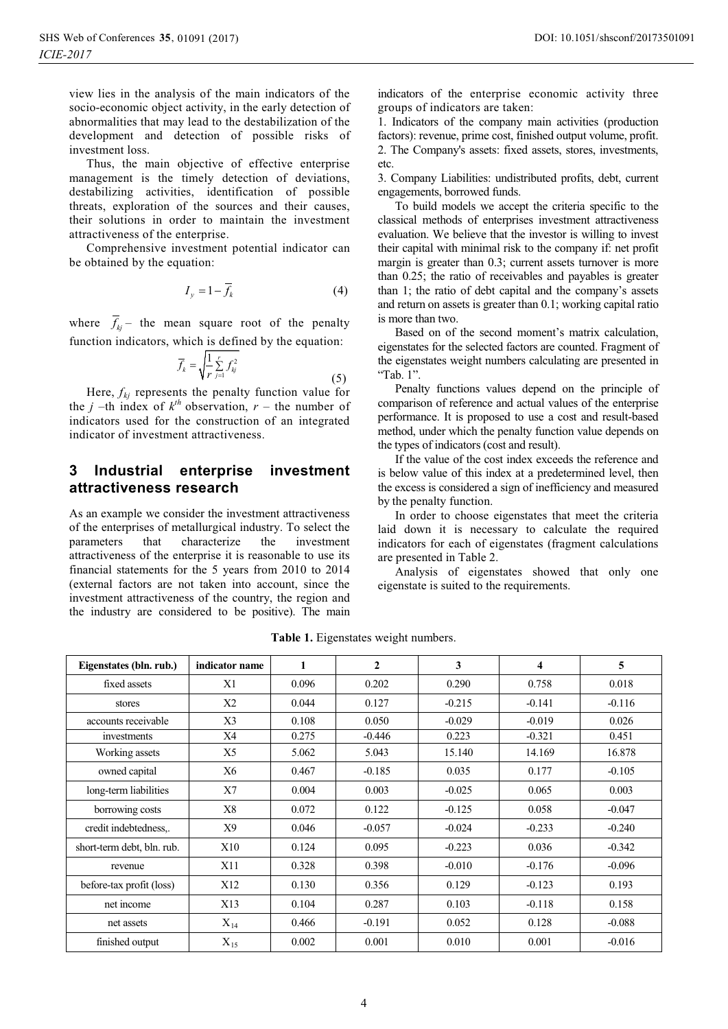view lies in the analysis of the main indicators of the socio-economic object activity, in the early detection of abnormalities that may lead to the destabilization of the development and detection of possible risks of investment loss.

Thus, the main objective of effective enterprise management is the timely detection of deviations, destabilizing activities, identification of possible threats, exploration of the sources and their causes, their solutions in order to maintain the investment attractiveness of the enterprise.

Comprehensive investment potential indicator can be obtained by the equation:

$$I_y = 1 - \overline{f}_k \tag{4}$$

where $\overline{f}_{kj}$ – the mean square root of the penalty function indicators, which is defined by the equation:

$$\overline{f}_k = \sqrt{\frac{1}{r}\sum_{j=1}^{r} f_{kj}^2} \tag{5}$$

Here, $f_{kj}$ represents the penalty function value for the $j$ –th index of $k^{th}$ observation, $r$ – the number of indicators used for the construction of an integrated indicator of investment attractiveness.

## 3 Industrial enterprise investment attractiveness research

As an example we consider the investment attractiveness of the enterprises of metallurgical industry. To select the parameters that characterize the investment attractiveness of the enterprise it is reasonable to use its financial statements for the 5 years from 2010 to 2014 (external factors are not taken into account, since the investment attractiveness of the country, the region and the industry are considered to be positive). The main indicators of the enterprise economic activity three groups of indicators are taken:

1. Indicators of the company main activities (production factors): revenue, prime cost, finished output volume, profit.
2. The Company's assets: fixed assets, stores, investments, etc.
3. Company Liabilities: undistributed profits, debt, current engagements, borrowed funds.

To build models we accept the criteria specific to the classical methods of enterprises investment attractiveness evaluation. We believe that the investor is willing to invest their capital with minimal risk to the company if: net profit margin is greater than 0.3; current assets turnover is more than 0.25; the ratio of receivables and payables is greater than 1; the ratio of debt capital and the company's assets and return on assets is greater than 0.1; working capital ratio is more than two.

Based on of the second moment's matrix calculation, eigenstates for the selected factors are counted. Fragment of the eigenstates weight numbers calculating are presented in "Tab. 1".

Penalty functions values depend on the principle of comparison of reference and actual values of the enterprise performance. It is proposed to use a cost and result-based method, under which the penalty function value depends on the types of indicators (cost and result).

If the value of the cost index exceeds the reference and is below value of this index at a predetermined level, then the excess is considered a sign of inefficiency and measured by the penalty function.

In order to choose eigenstates that meet the criteria laid down it is necessary to calculate the required indicators for each of eigenstates (fragment calculations are presented in Table 2.

Analysis of eigenstates showed that only one eigenstate is suited to the requirements.

**Table 1.** Eigenstates weight numbers.

| Eigenstates (bln. rub.) | indicator name | 1 | 2 | 3 | 4 | 5 |
|---|---|---|---|---|---|---|
| fixed assets | X1 | 0.096 | 0.202 | 0.290 | 0.758 | 0.018 |
| stores | X2 | 0.044 | 0.127 | -0.215 | -0.141 | -0.116 |
| accounts receivable | X3 | 0.108 | 0.050 | -0.029 | -0.019 | 0.026 |
| investments | X4 | 0.275 | -0.446 | 0.223 | -0.321 | 0.451 |
| Working assets | X5 | 5.062 | 5.043 | 15.140 | 14.169 | 16.878 |
| owned capital | X6 | 0.467 | -0.185 | 0.035 | 0.177 | -0.105 |
| long-term liabilities | X7 | 0.004 | 0.003 | -0.025 | 0.065 | 0.003 |
| borrowing costs | X8 | 0.072 | 0.122 | -0.125 | 0.058 | -0.047 |
| credit indebtedness,. | X9 | 0.046 | -0.057 | -0.024 | -0.233 | -0.240 |
| short-term debt, bln. rub. | X10 | 0.124 | 0.095 | -0.223 | 0.036 | -0.342 |
| revenue | X11 | 0.328 | 0.398 | -0.010 | -0.176 | -0.096 |
| before-tax profit (loss) | X12 | 0.130 | 0.356 | 0.129 | -0.123 | 0.193 |
| net income | X13 | 0.104 | 0.287 | 0.103 | -0.118 | 0.158 |
| net assets | $X_{14}$ | 0.466 | -0.191 | 0.052 | 0.128 | -0.088 |
| finished output | $X_{15}$ | 0.002 | 0.001 | 0.010 | 0.001 | -0.016 |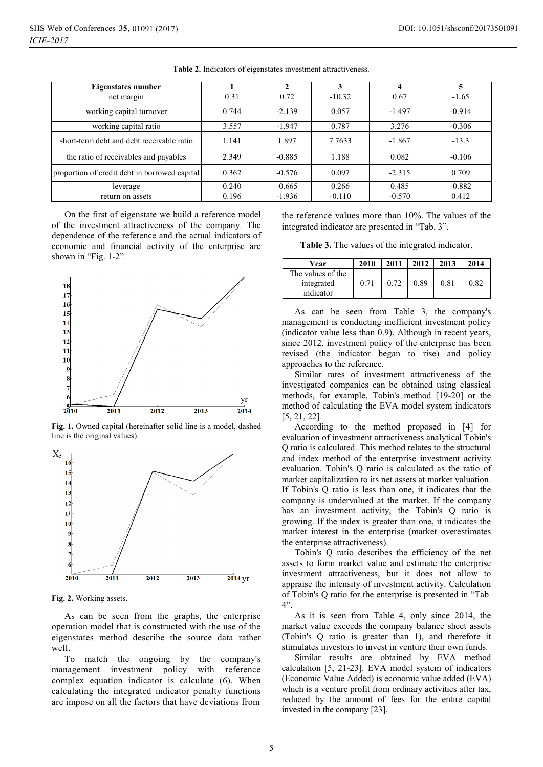**Table 2.** Indicators of eigenstates investment attractiveness.

| Eigenstates number | 1 | 2 | 3 | 4 | 5 |
|---|---|---|---|---|---|
| net margin | 0.31 | 0.72 | -10.32 | 0.67 | -1.65 |
| working capital turnover | 0.744 | -2.139 | 0.057 | -1.497 | -0.914 |
| working capital ratio | 3.557 | -1.947 | 0.787 | 3.276 | -0.306 |
| short-term debt and debt receivable ratio | 1.141 | 1.897 | 7.7633 | -1.867 | -13.3 |
| the ratio of receivables and payables | 2.349 | -0.885 | 1.188 | 0.082 | -0.106 |
| proportion of credit debt in borrowed capital | 0.362 | -0.576 | 0.097 | -2.315 | 0.709 |
| leverage | 0.240 | -0.665 | 0.266 | 0.485 | -0.882 |
| return on assets | 0.196 | -1.936 | -0.110 | -0.570 | 0.412 |

On the first of eigenstate we build a reference model of the investment attractiveness of the company. The dependence of the reference and the actual indicators of economic and financial activity of the enterprise are shown in "Fig. 1-2".

**Fig. 1.** Owned capital (hereinafter solid line is a model, dashed line is the original values).

**Fig. 2.** Working assets.

As can be seen from the graphs, the enterprise operation model that is constructed with the use of the eigenstates method describe the source data rather well.

To match the ongoing by the company's management investment policy with reference complex equation indicator is calculate (6). When calculating the integrated indicator penalty functions are impose on all the factors that have deviations from the reference values more than 10%. The values of the integrated indicator are presented in "Tab. 3".

**Table 3.** The values of the integrated indicator.

| Year | 2010 | 2011 | 2012 | 2013 | 2014 |
|---|---|---|---|---|---|
| The values of the integrated indicator | 0.71 | 0.72 | 0.89 | 0.81 | 0.82 |

As can be seen from Table 3, the company's management is conducting inefficient investment policy (indicator value less than 0.9). Although in recent years, since 2012, investment policy of the enterprise has been revised (the indicator began to rise) and policy approaches to the reference.

Similar rates of investment attractiveness of the investigated companies can be obtained using classical methods, for example, Tobin's method [19-20] or the method of calculating the EVA model system indicators [5, 21, 22].

According to the method proposed in [4] for evaluation of investment attractiveness analytical Tobin's Q ratio is calculated. This method relates to the structural and index method of the enterprise investment activity evaluation. Tobin's Q ratio is calculated as the ratio of market capitalization to its net assets at market valuation. If Tobin's Q ratio is less than one, it indicates that the company is undervalued at the market. If the company has an investment activity, the Tobin's Q ratio is growing. If the index is greater than one, it indicates the market interest in the enterprise (market overestimates the enterprise attractiveness).

Tobin's Q ratio describes the efficiency of the net assets to form market value and estimate the enterprise investment attractiveness, but it does not allow to appraise the intensity of investment activity. Calculation of Tobin's Q ratio for the enterprise is presented in "Tab. 4".

As it is seen from Table 4, only since 2014, the market value exceeds the company balance sheet assets (Tobin's Q ratio is greater than 1), and therefore it stimulates investors to invest in venture their own funds.

Similar results are obtained by EVA method calculation [5, 21-23]. EVA model system of indicators (Economic Value Added) is economic value added (EVA) which is a venture profit from ordinary activities after tax, reduced by the amount of fees for the entire capital invested in the company [23].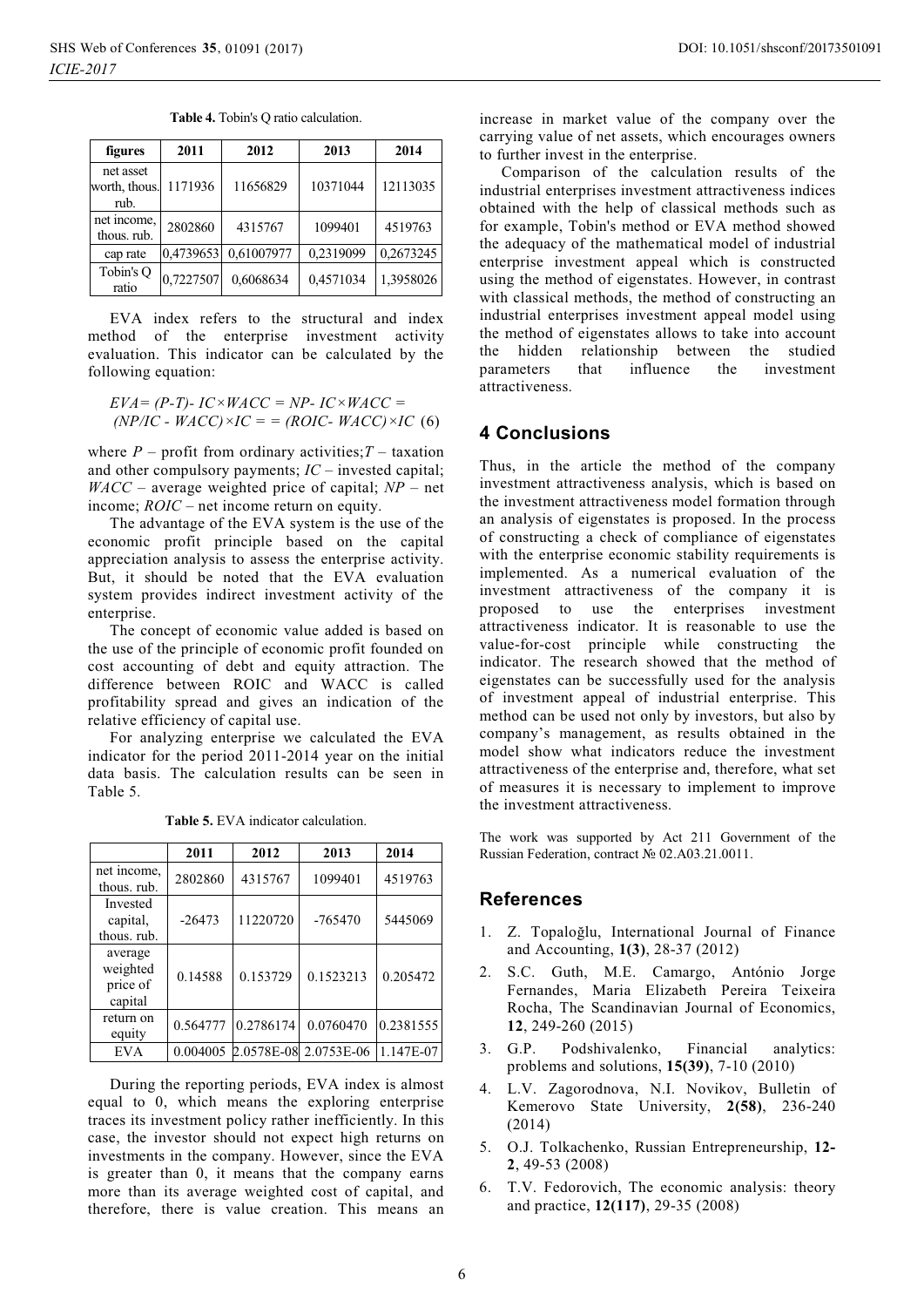**Table 4.** Tobin's Q ratio calculation.

| figures | 2011 | 2012 | 2013 | 2014 |
|---|---|---|---|---|
| net asset worth, thous. rub. | 1171936 | 11656829 | 10371044 | 12113035 |
| net income, thous. rub. | 2802860 | 4315767 | 1099401 | 4519763 |
| cap rate | 0,4739653 | 0,61007977 | 0,2319099 | 0,2673245 |
| Tobin's Q ratio | 0,7227507 | 0,6068634 | 0,4571034 | 1,3958026 |

EVA index refers to the structural and index method of the enterprise investment activity evaluation. This indicator can be calculated by the following equation:

$$EVA = (P-T) - IC \times WACC = NP - IC \times WACC = (NP/IC - WACC) \times IC = = (ROIC - WACC) \times IC \quad (6)$$

where $P$ – profit from ordinary activities; $T$ – taxation and other compulsory payments; $IC$ – invested capital; $WACC$ – average weighted price of capital; $NP$ – net income; $ROIC$ – net income return on equity.

The advantage of the EVA system is the use of the economic profit principle based on the capital appreciation analysis to assess the enterprise activity. But, it should be noted that the EVA evaluation system provides indirect investment activity of the enterprise.

The concept of economic value added is based on the use of the principle of economic profit founded on cost accounting of debt and equity attraction. The difference between ROIC and WACC is called profitability spread and gives an indication of the relative efficiency of capital use.

For analyzing enterprise we calculated the EVA indicator for the period 2011-2014 year on the initial data basis. The calculation results can be seen in Table 5.

**Table 5.** EVA indicator calculation.

| | 2011 | 2012 | 2013 | 2014 |
|---|---|---|---|---|
| net income, thous. rub. | 2802860 | 4315767 | 1099401 | 4519763 |
| Invested capital, thous. rub. | -26473 | 11220720 | -765470 | 5445069 |
| average weighted price of capital | 0.14588 | 0.153729 | 0.1523213 | 0.205472 |
| return on equity | 0.564777 | 0.2786174 | 0.0760470 | 0.2381555 |
| EVA | 0.004005 | 2.0578E-08 | 2.0753E-06 | 1.147E-07 |

During the reporting periods, EVA index is almost equal to 0, which means the exploring enterprise traces its investment policy rather inefficiently. In this case, the investor should not expect high returns on investments in the company. However, since the EVA is greater than 0, it means that the company earns more than its average weighted cost of capital, and therefore, there is value creation. This means an increase in market value of the company over the carrying value of net assets, which encourages owners to further invest in the enterprise.

Comparison of the calculation results of the industrial enterprises investment attractiveness indices obtained with the help of classical methods such as for example, Tobin's method or EVA method showed the adequacy of the mathematical model of industrial enterprise investment appeal which is constructed using the method of eigenstates. However, in contrast with classical methods, the method of constructing an industrial enterprises investment appeal model using the method of eigenstates allows to take into account the hidden relationship between the studied parameters that influence the investment attractiveness.

## 4 Conclusions

Thus, in the article the method of the company investment attractiveness analysis, which is based on the investment attractiveness model formation through an analysis of eigenstates is proposed. In the process of constructing a check of compliance of eigenstates with the enterprise economic stability requirements is implemented. As a numerical evaluation of the investment attractiveness of the company it is proposed to use the enterprises investment attractiveness indicator. It is reasonable to use the value-for-cost principle while constructing the indicator. The research showed that the method of eigenstates can be successfully used for the analysis of investment appeal of industrial enterprise. This method can be used not only by investors, but also by company's management, as results obtained in the model show what indicators reduce the investment attractiveness of the enterprise and, therefore, what set of measures it is necessary to implement to improve the investment attractiveness.

The work was supported by Act 211 Government of the Russian Federation, contract № 02.A03.21.0011.

## References

1. Z. Topaloğlu, International Journal of Finance and Accounting, **1(3)**, 28-37 (2012)
2. S.C. Guth, M.E. Camargo, António Jorge Fernandes, Maria Elizabeth Pereira Teixeira Rocha, The Scandinavian Journal of Economics, **12**, 249-260 (2015)
3. G.P. Podshivalenko, Financial analytics: problems and solutions, **15(39)**, 7-10 (2010)
4. L.V. Zagorodnova, N.I. Novikov, Bulletin of Kemerovo State University, **2(58)**, 236-240 (2014)
5. O.J. Tolkachenko, Russian Entrepreneurship, **12-2**, 49-53 (2008)
6. T.V. Fedorovich, The economic analysis: theory and practice, **12(117)**, 29-35 (2008)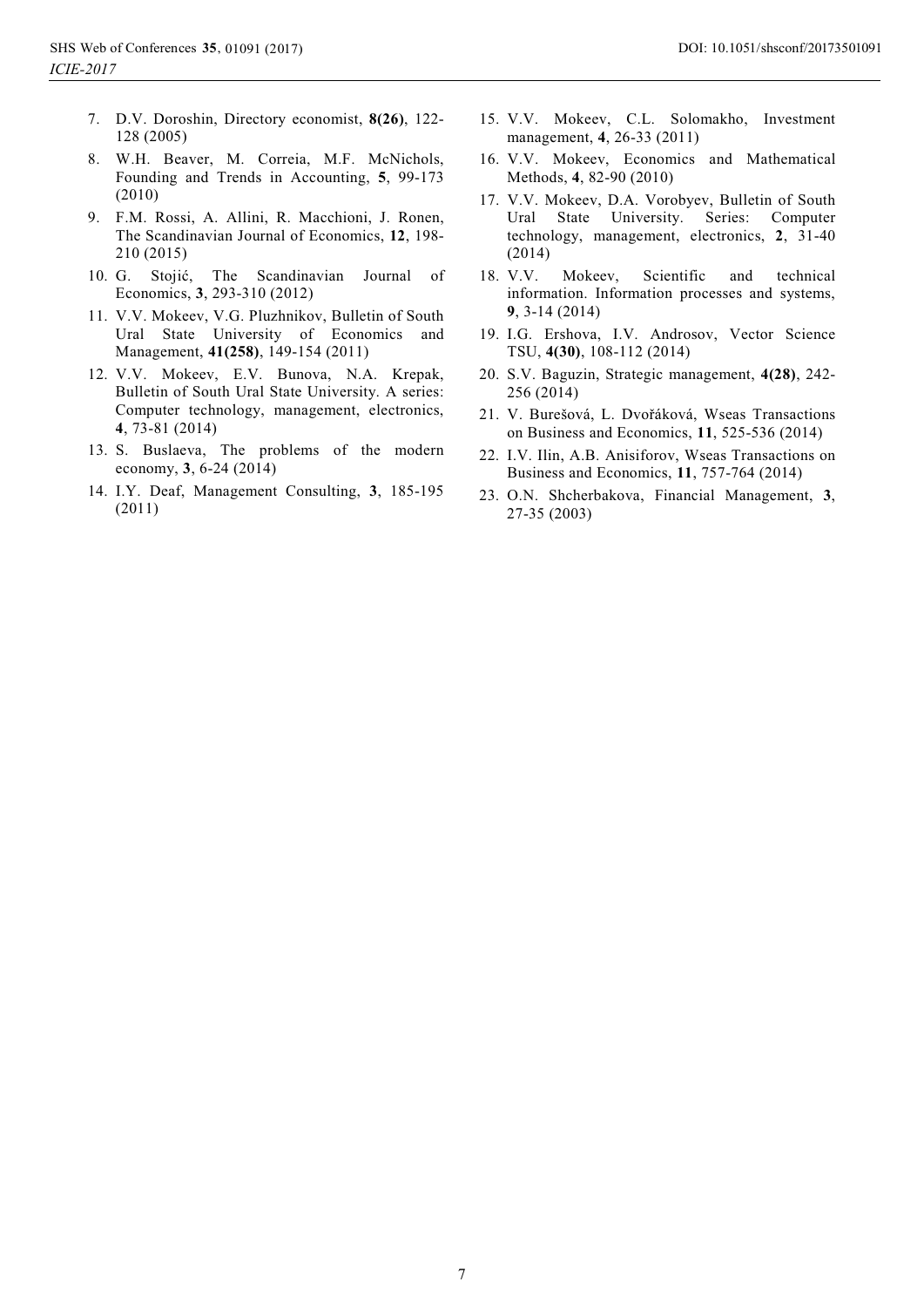7. D.V. Doroshin, Directory economist, **8(26)**, 122-128 (2005)
8. W.H. Beaver, M. Correia, M.F. McNichols, Founding and Trends in Accounting, **5**, 99-173 (2010)
9. F.M. Rossi, A. Allini, R. Macchioni, J. Ronen, The Scandinavian Journal of Economics, **12**, 198-210 (2015)
10. G. Stojić, The Scandinavian Journal of Economics, **3**, 293-310 (2012)
11. V.V. Mokeev, V.G. Pluzhnikov, Bulletin of South Ural State University of Economics and Management, **41(258)**, 149-154 (2011)
12. V.V. Mokeev, E.V. Bunova, N.A. Krepak, Bulletin of South Ural State University. A series: Computer technology, management, electronics, **4**, 73-81 (2014)
13. S. Buslaeva, The problems of the modern economy, **3**, 6-24 (2014)
14. I.Y. Deaf, Management Consulting, **3**, 185-195 (2011)
15. V.V. Mokeev, C.L. Solomakho, Investment management, **4**, 26-33 (2011)
16. V.V. Mokeev, Economics and Mathematical Methods, **4**, 82-90 (2010)
17. V.V. Mokeev, D.A. Vorobyev, Bulletin of South Ural State University. Series: Computer technology, management, electronics, **2**, 31-40 (2014)
18. V.V. Mokeev, Scientific and technical information. Information processes and systems, **9**, 3-14 (2014)
19. I.G. Ershova, I.V. Androsov, Vector Science TSU, **4(30)**, 108-112 (2014)
20. S.V. Baguzin, Strategic management, **4(28)**, 242-256 (2014)
21. V. Burešová, L. Dvořáková, Wseas Transactions on Business and Economics, **11**, 525-536 (2014)
22. I.V. Ilin, A.B. Anisiforov, Wseas Transactions on Business and Economics, **11**, 757-764 (2014)
23. O.N. Shcherbakova, Financial Management, **3**, 27-35 (2003)